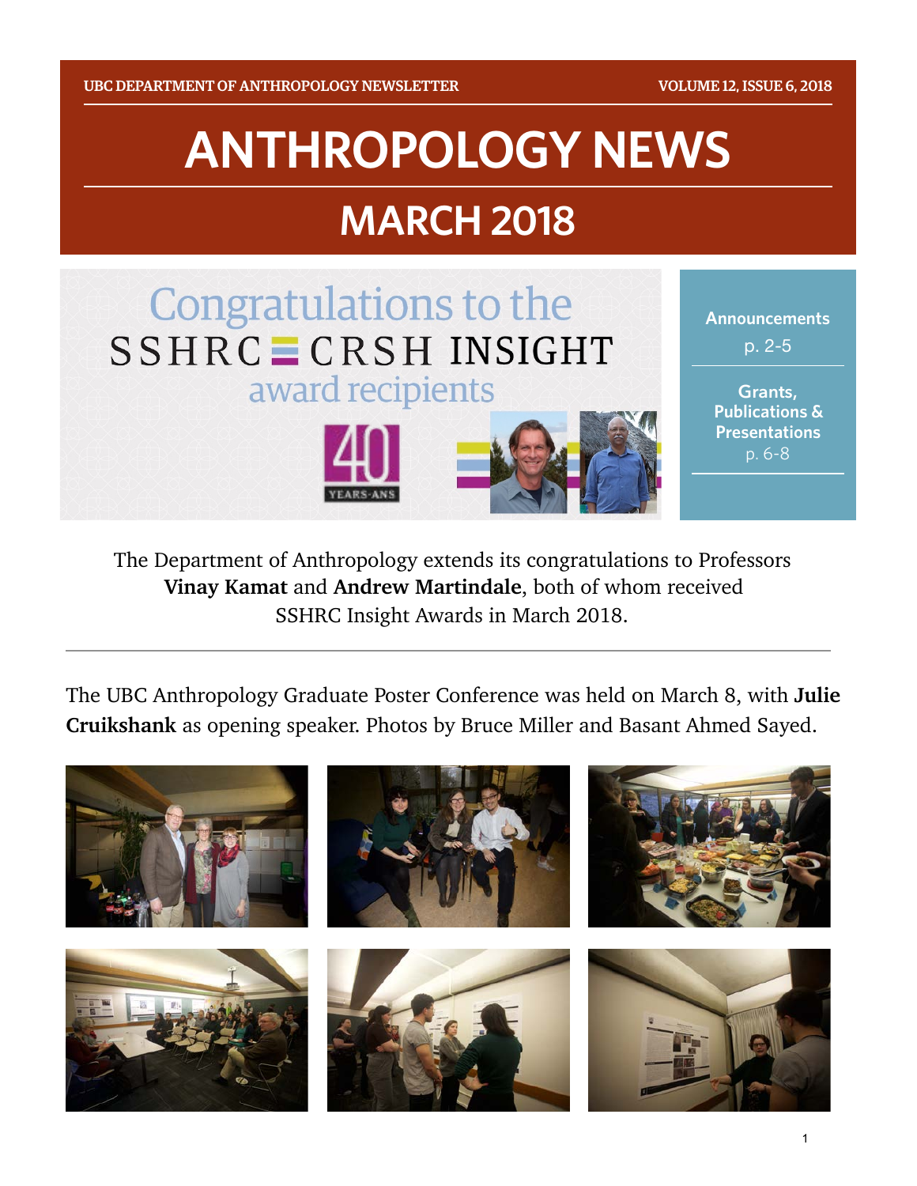UBC DEPARTMENT OF ANTHROPOLOGY NEWSLETTER — VOLUME 12, ISSUE 6, 2018

# ANTHROPOLOGY NEWS

## MARCH 2018

Congratulations to the SSHRC CRSH INSIGHT award recipients

**Announcements** p. 2-5

**Grants, Publications & Presentations** p. 6-8

The Department of Anthropology extends its congratulations to Professors **Vinay Kamat** and **Andrew Martindale**, both of whom received SSHRC Insight Awards in March 2018.

---

The UBC Anthropology Graduate Poster Conference was held on March 8, with **Julie Cruikshank** as opening speaker. Photos by Bruce Miller and Basant Ahmed Sayed.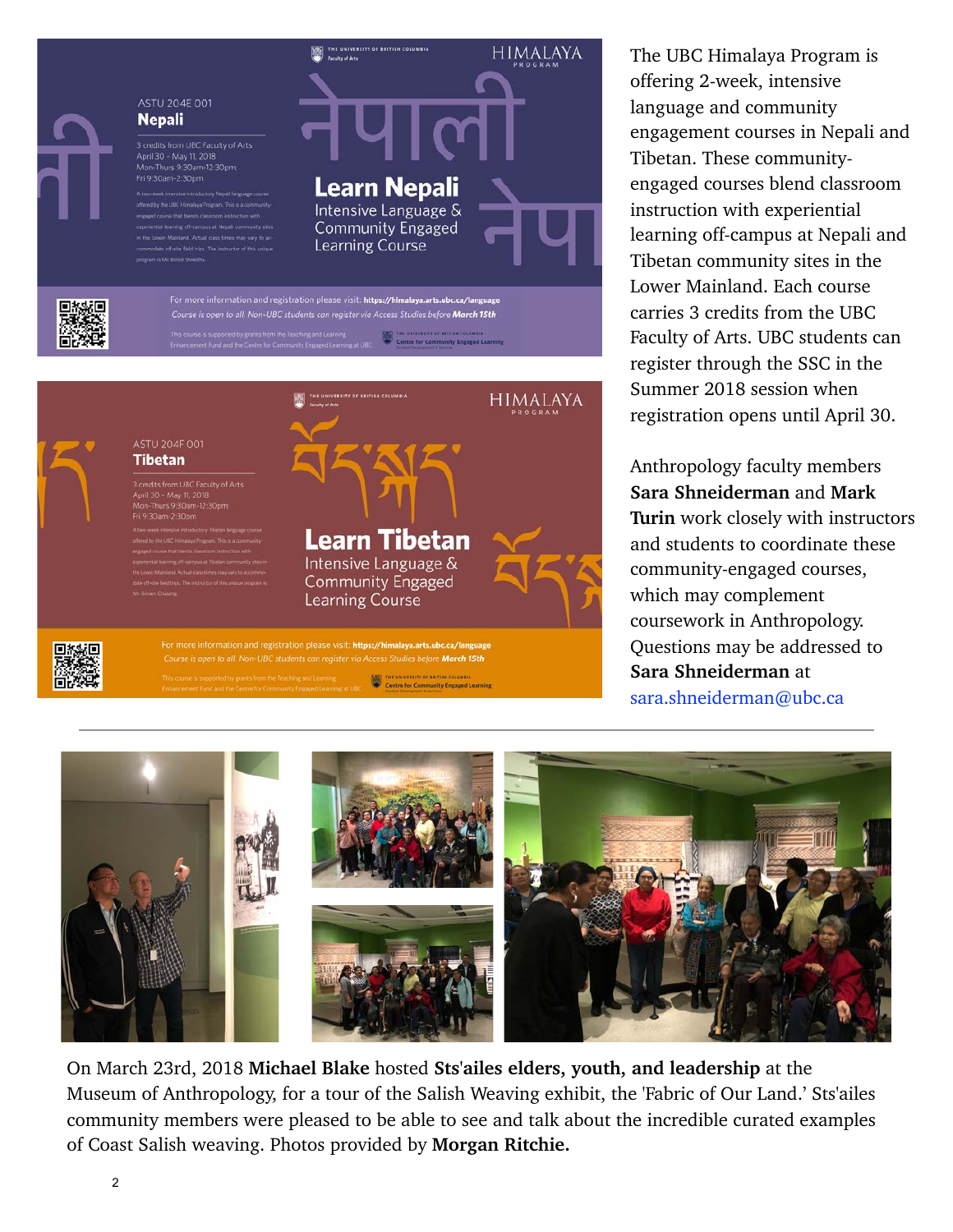ASTU 204E 001

**Nepali**

3 credits from UBC Faculty of Arts
April 30 – May 11, 2018
Mon-Thurs 9:30am-12:30pm;
Fri 9:30am-2:30pm

A two-week intensive introductory Nepali language course offered by the UBC Himalaya Program. This is a community-engaged course that blends classroom instruction with experiential learning off-campus at Nepali community sites in the Lower Mainland. Actual class times may vary to accommodate off-site field trips. The instructor of this unique program is Mr. Binod Shrestha.

नेपाली

**Learn Nepali**
Intensive Language & Community Engaged Learning Course

For more information and registration please visit: **https://himalaya.arts.ubc.ca/language**
*Course is open to all. Non-UBC students can register via Access Studies before **March 15th***

This course is supported by grants from the Teaching and Learning Enhancement Fund and the Centre for Community Engaged Learning at UBC

ASTU 204F 001

**Tibetan**

3 credits from UBC Faculty of Arts
April 30 – May 11, 2018
Mon-Thurs 9:30am-12:30pm
Fri 9:30am-2:30pm

A two-week intensive introductory Tibetan language course offered by the UBC Himalaya Program. This is a community-engaged course that blends classroom instruction with experiential learning off-campus at Tibetan community sites in the Lower Mainland. Actual class times may vary to accommodate off-site fieldtrips. The instructor of this unique program is Mr. Sonam Chusang.

བོད་སྐད

**Learn Tibetan**
Intensive Language & Community Engaged Learning Course

For more information and registration please visit: **https://himalaya.arts.ubc.ca/language**
*Course is open to all. Non-UBC students can register via Access Studies before **March 15th***

This course is supported by grants from the Teaching and Learning Enhancement Fund and the Centre for Community Engaged Learning at UBC

The UBC Himalaya Program is offering 2-week, intensive language and community engagement courses in Nepali and Tibetan. These community-engaged courses blend classroom instruction with experiential learning off-campus at Nepali and Tibetan community sites in the Lower Mainland. Each course carries 3 credits from the UBC Faculty of Arts. UBC students can register through the SSC in the Summer 2018 session when registration opens until April 30.

Anthropology faculty members **Sara Shneiderman** and **Mark Turin** work closely with instructors and students to coordinate these community-engaged courses, which may complement coursework in Anthropology. Questions may be addressed to **Sara Shneiderman** at sara.shneiderman@ubc.ca

---

On March 23rd, 2018 **Michael Blake** hosted **Sts'ailes elders, youth, and leadership** at the Museum of Anthropology, for a tour of the Salish Weaving exhibit, the 'Fabric of Our Land.' Sts'ailes community members were pleased to be able to see and talk about the incredible curated examples of Coast Salish weaving. Photos provided by **Morgan Ritchie.**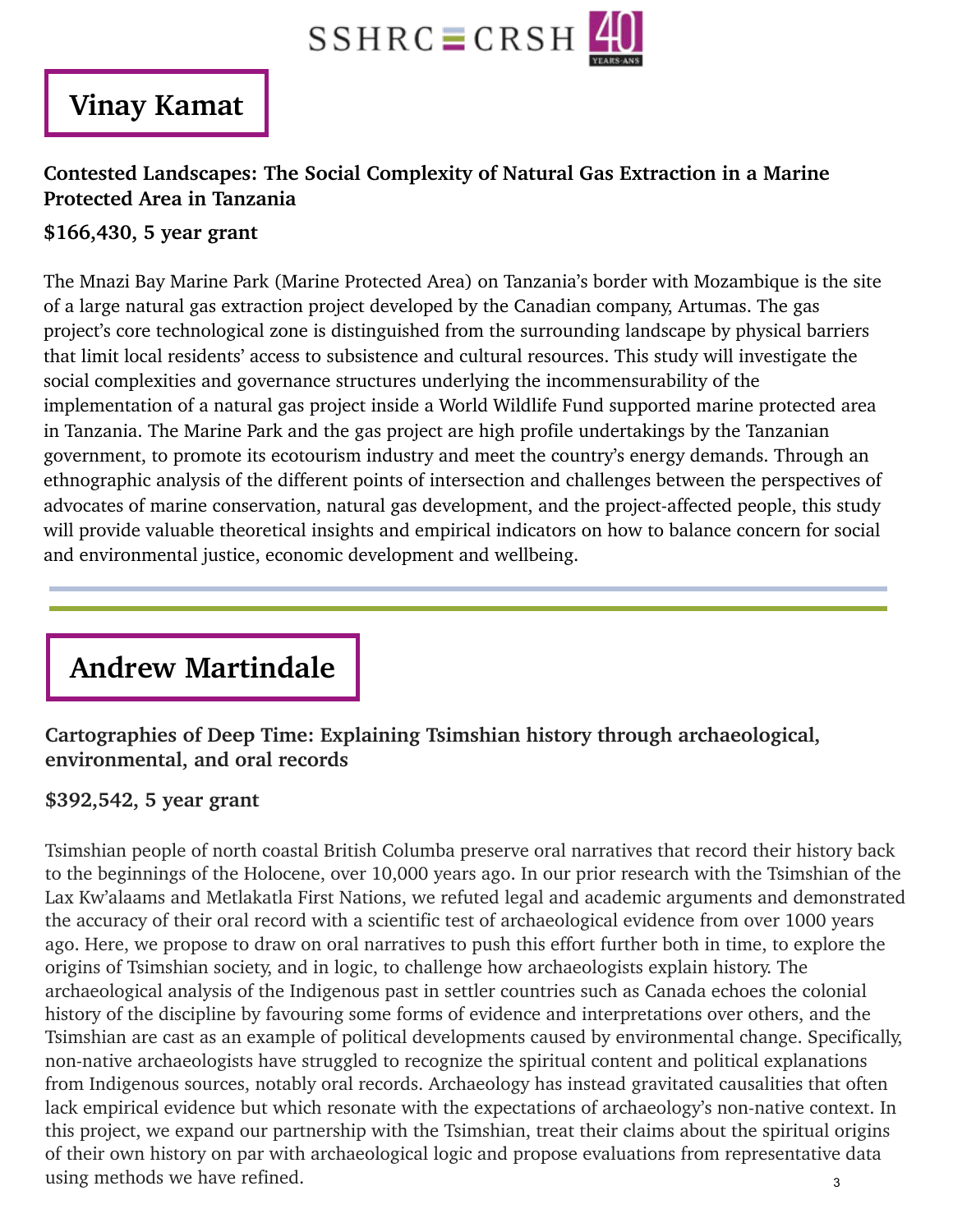## Vinay Kamat

**Contested Landscapes: The Social Complexity of Natural Gas Extraction in a Marine Protected Area in Tanzania**

**$166,430, 5 year grant**

The Mnazi Bay Marine Park (Marine Protected Area) on Tanzania's border with Mozambique is the site of a large natural gas extraction project developed by the Canadian company, Artumas. The gas project's core technological zone is distinguished from the surrounding landscape by physical barriers that limit local residents' access to subsistence and cultural resources. This study will investigate the social complexities and governance structures underlying the incommensurability of the implementation of a natural gas project inside a World Wildlife Fund supported marine protected area in Tanzania. The Marine Park and the gas project are high profile undertakings by the Tanzanian government, to promote its ecotourism industry and meet the country's energy demands. Through an ethnographic analysis of the different points of intersection and challenges between the perspectives of advocates of marine conservation, natural gas development, and the project-affected people, this study will provide valuable theoretical insights and empirical indicators on how to balance concern for social and environmental justice, economic development and wellbeing.

---

## Andrew Martindale

**Cartographies of Deep Time: Explaining Tsimshian history through archaeological, environmental, and oral records**

**$392,542, 5 year grant**

Tsimshian people of north coastal British Columba preserve oral narratives that record their history back to the beginnings of the Holocene, over 10,000 years ago. In our prior research with the Tsimshian of the Lax Kw'alaams and Metlakatla First Nations, we refuted legal and academic arguments and demonstrated the accuracy of their oral record with a scientific test of archaeological evidence from over 1000 years ago. Here, we propose to draw on oral narratives to push this effort further both in time, to explore the origins of Tsimshian society, and in logic, to challenge how archaeologists explain history. The archaeological analysis of the Indigenous past in settler countries such as Canada echoes the colonial history of the discipline by favouring some forms of evidence and interpretations over others, and the Tsimshian are cast as an example of political developments caused by environmental change. Specifically, non-native archaeologists have struggled to recognize the spiritual content and political explanations from Indigenous sources, notably oral records. Archaeology has instead gravitated causalities that often lack empirical evidence but which resonate with the expectations of archaeology's non-native context. In this project, we expand our partnership with the Tsimshian, treat their claims about the spiritual origins of their own history on par with archaeological logic and propose evaluations from representative data using methods we have refined.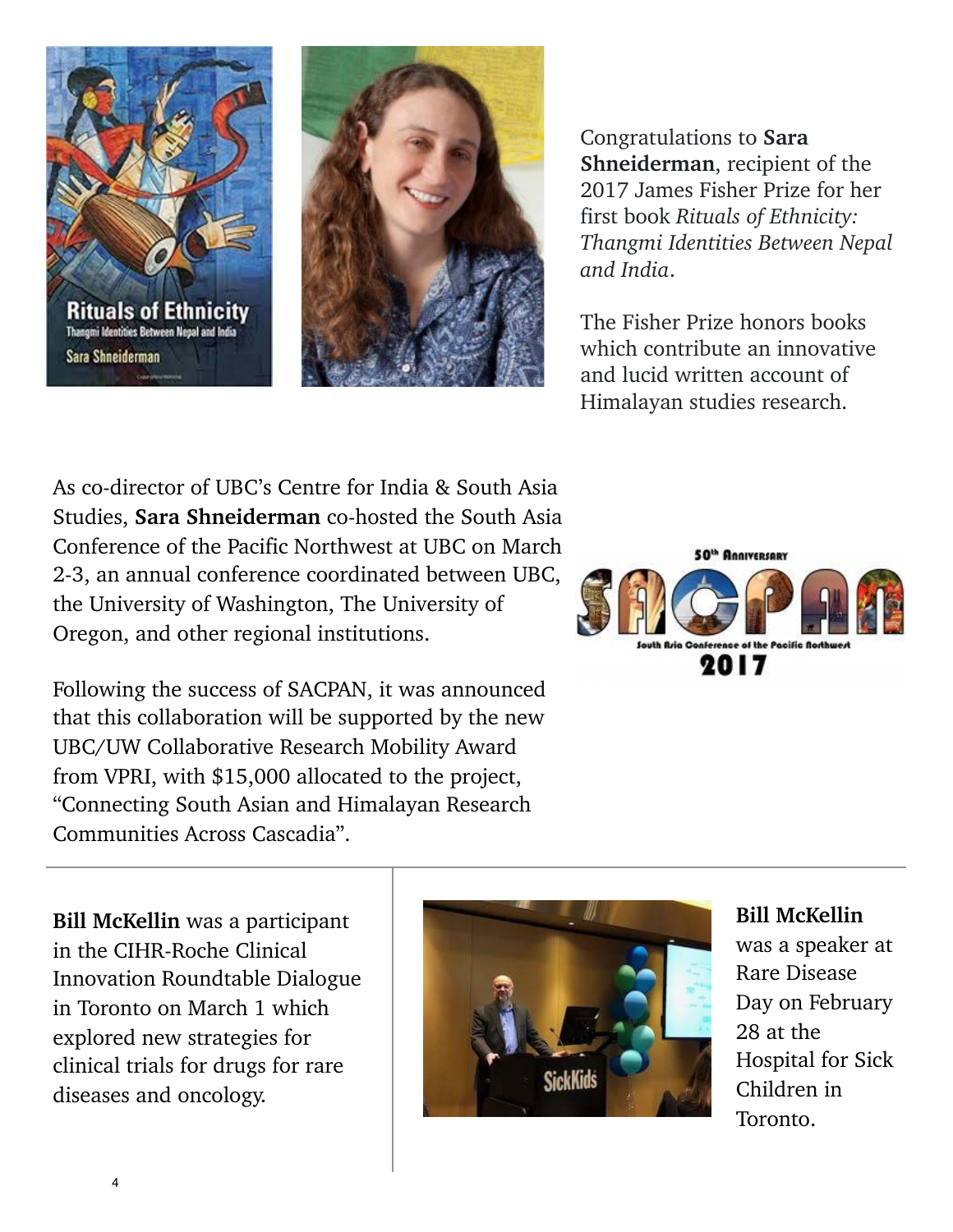Congratulations to **Sara Shneiderman**, recipient of the 2017 James Fisher Prize for her first book *Rituals of Ethnicity: Thangmi Identities Between Nepal and India*.

The Fisher Prize honors books which contribute an innovative and lucid written account of Himalayan studies research.

As co-director of UBC's Centre for India & South Asia Studies, **Sara Shneiderman** co-hosted the South Asia Conference of the Pacific Northwest at UBC on March 2-3, an annual conference coordinated between UBC, the University of Washington, The University of Oregon, and other regional institutions.

Following the success of SACPAN, it was announced that this collaboration will be supported by the new UBC/UW Collaborative Research Mobility Award from VPRI, with $15,000 allocated to the project, "Connecting South Asian and Himalayan Research Communities Across Cascadia".

---

**Bill McKellin** was a participant in the CIHR-Roche Clinical Innovation Roundtable Dialogue in Toronto on March 1 which explored new strategies for clinical trials for drugs for rare diseases and oncology.

**Bill McKellin** was a speaker at Rare Disease Day on February 28 at the Hospital for Sick Children in Toronto.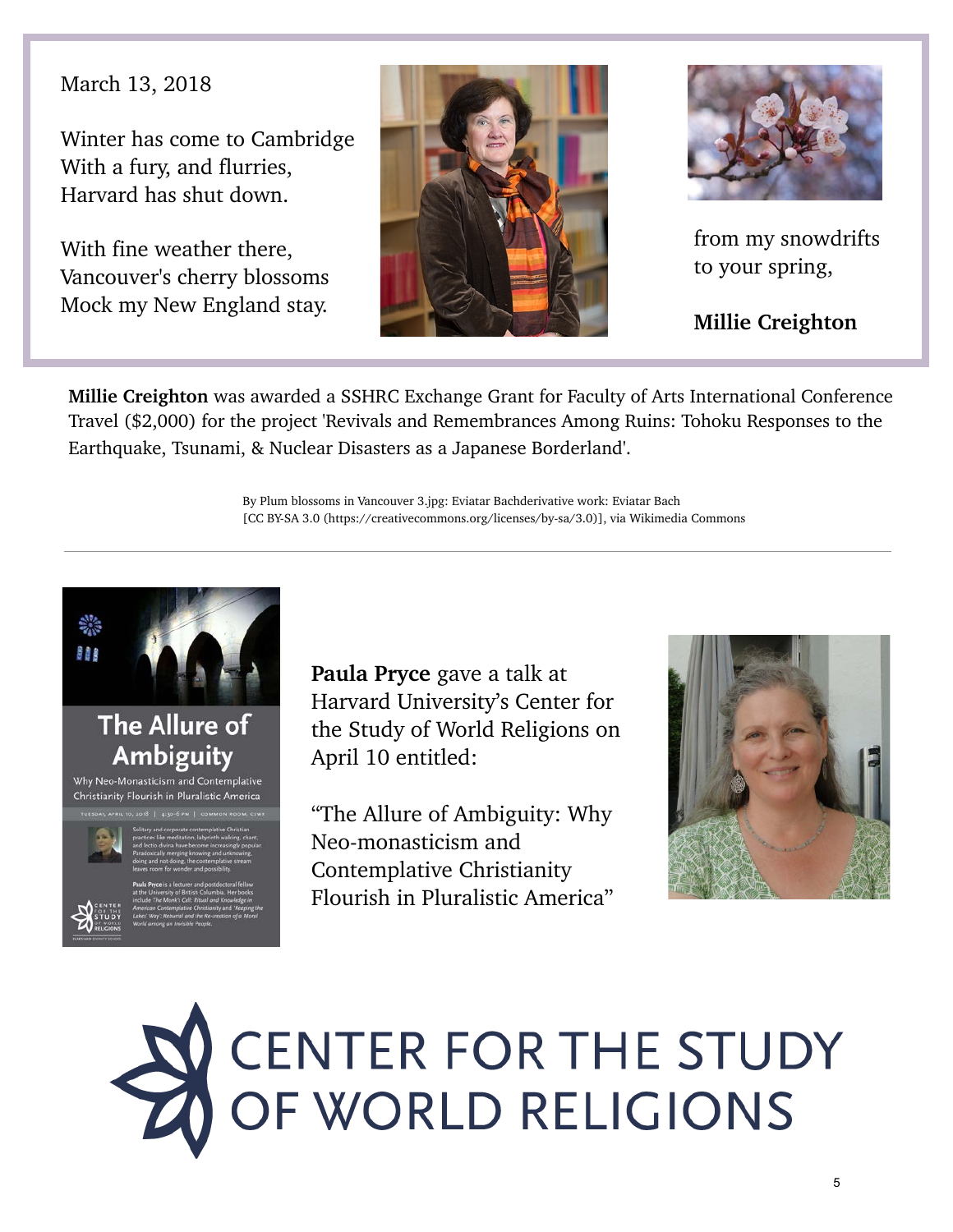March 13, 2018

Winter has come to Cambridge
With a fury, and flurries,
Harvard has shut down.

With fine weather there,
Vancouver's cherry blossoms
Mock my New England stay.

from my snowdrifts
to your spring,

**Millie Creighton**

**Millie Creighton** was awarded a SSHRC Exchange Grant for Faculty of Arts International Conference Travel ($2,000) for the project 'Revivals and Remembrances Among Ruins: Tohoku Responses to the Earthquake, Tsunami, & Nuclear Disasters as a Japanese Borderland'.

By Plum blossoms in Vancouver 3.jpg: Eviatar Bachderivative work: Eviatar Bach [CC BY-SA 3.0 (https://creativecommons.org/licenses/by-sa/3.0)], via Wikimedia Commons

---

**Paula Pryce** gave a talk at Harvard University's Center for the Study of World Religions on April 10 entitled:

"The Allure of Ambiguity: Why Neo-monasticism and Contemplative Christianity Flourish in Pluralistic America"

CENTER FOR THE STUDY OF WORLD RELIGIONS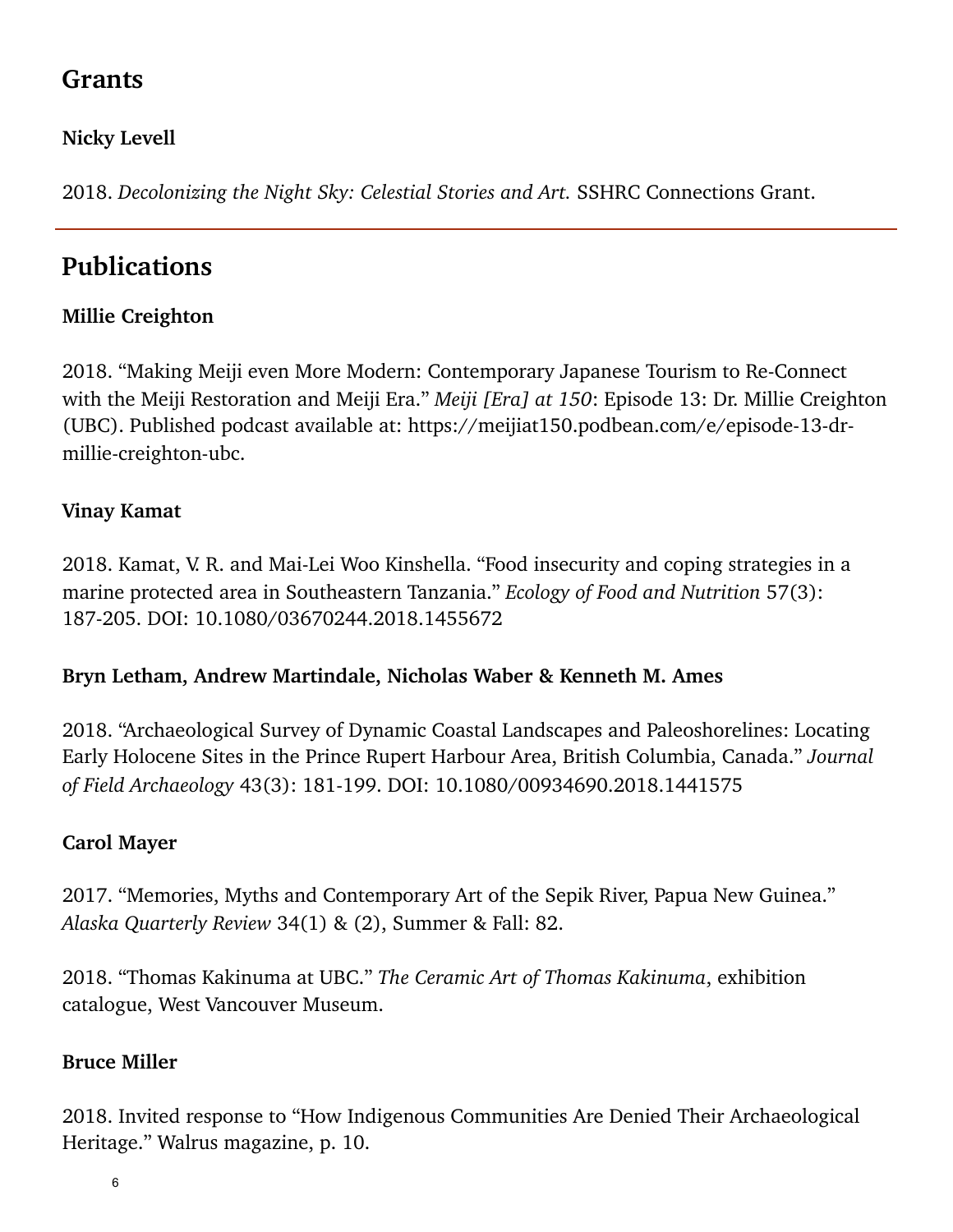## Grants

**Nicky Levell**

2018. *Decolonizing the Night Sky: Celestial Stories and Art.* SSHRC Connections Grant.

---

## Publications

**Millie Creighton**

2018. "Making Meiji even More Modern: Contemporary Japanese Tourism to Re-Connect with the Meiji Restoration and Meiji Era." *Meiji [Era] at 150*: Episode 13: Dr. Millie Creighton (UBC). Published podcast available at: https://meijiat150.podbean.com/e/episode-13-dr-millie-creighton-ubc.

**Vinay Kamat**

2018. Kamat, V. R. and Mai-Lei Woo Kinshella. "Food insecurity and coping strategies in a marine protected area in Southeastern Tanzania." *Ecology of Food and Nutrition* 57(3): 187-205. DOI: 10.1080/03670244.2018.1455672

**Bryn Letham, Andrew Martindale, Nicholas Waber & Kenneth M. Ames**

2018. "Archaeological Survey of Dynamic Coastal Landscapes and Paleoshorelines: Locating Early Holocene Sites in the Prince Rupert Harbour Area, British Columbia, Canada." *Journal of Field Archaeology* 43(3): 181-199. DOI: 10.1080/00934690.2018.1441575

**Carol Mayer**

2017. "Memories, Myths and Contemporary Art of the Sepik River, Papua New Guinea." *Alaska Quarterly Review* 34(1) & (2), Summer & Fall: 82.

2018. "Thomas Kakinuma at UBC." *The Ceramic Art of Thomas Kakinuma*, exhibition catalogue, West Vancouver Museum.

**Bruce Miller**

2018. Invited response to "How Indigenous Communities Are Denied Their Archaeological Heritage." Walrus magazine, p. 10.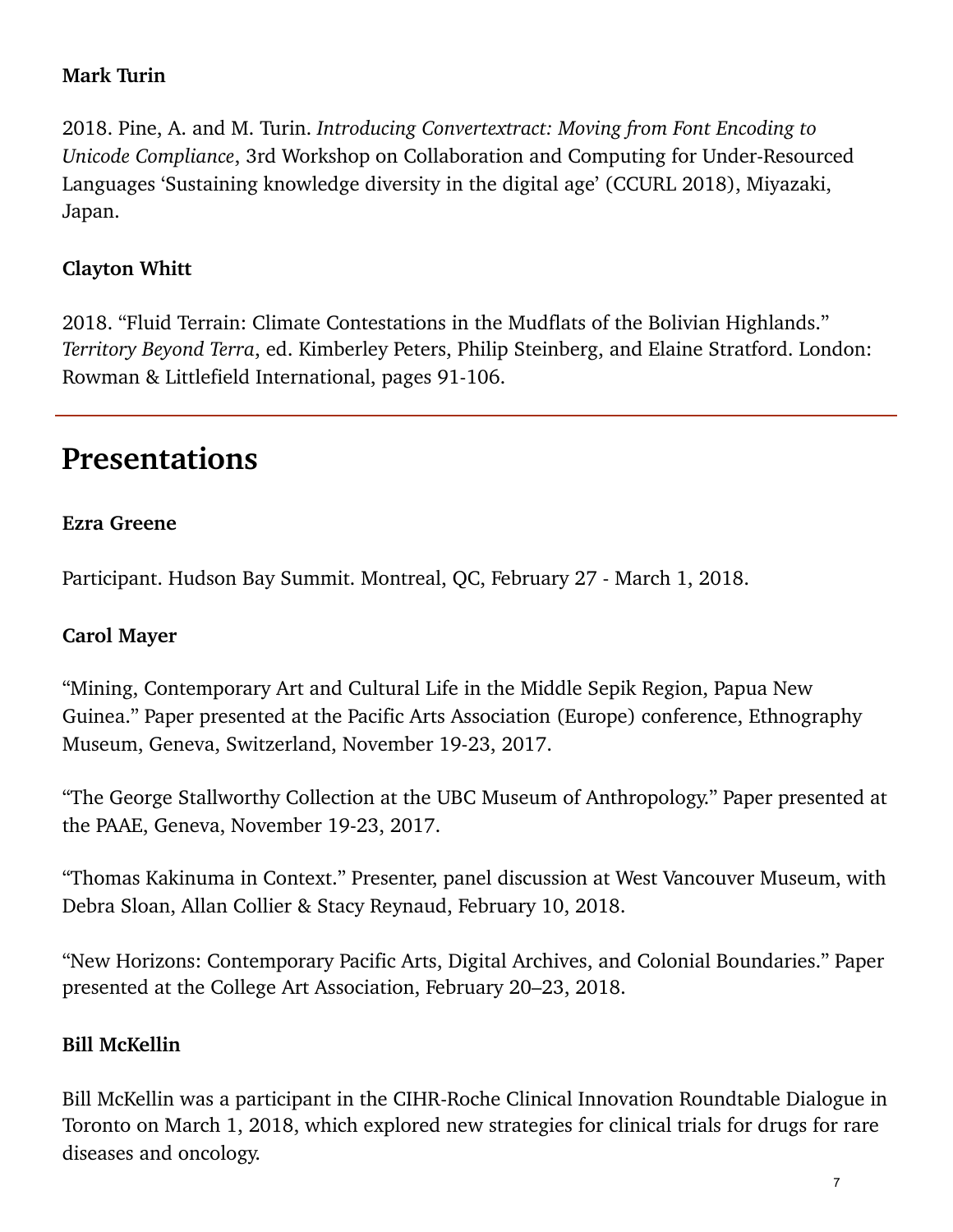**Mark Turin**

2018. Pine, A. and M. Turin. *Introducing Convertextract: Moving from Font Encoding to Unicode Compliance*, 3rd Workshop on Collaboration and Computing for Under-Resourced Languages 'Sustaining knowledge diversity in the digital age' (CCURL 2018), Miyazaki, Japan.

**Clayton Whitt**

2018. "Fluid Terrain: Climate Contestations in the Mudflats of the Bolivian Highlands." *Territory Beyond Terra*, ed. Kimberley Peters, Philip Steinberg, and Elaine Stratford. London: Rowman & Littlefield International, pages 91-106.

---

## Presentations

**Ezra Greene**

Participant. Hudson Bay Summit. Montreal, QC, February 27 - March 1, 2018.

**Carol Mayer**

"Mining, Contemporary Art and Cultural Life in the Middle Sepik Region, Papua New Guinea." Paper presented at the Pacific Arts Association (Europe) conference, Ethnography Museum, Geneva, Switzerland, November 19-23, 2017.

"The George Stallworthy Collection at the UBC Museum of Anthropology." Paper presented at the PAAE, Geneva, November 19-23, 2017.

"Thomas Kakinuma in Context." Presenter, panel discussion at West Vancouver Museum, with Debra Sloan, Allan Collier & Stacy Reynaud, February 10, 2018.

"New Horizons: Contemporary Pacific Arts, Digital Archives, and Colonial Boundaries." Paper presented at the College Art Association, February 20–23, 2018.

**Bill McKellin**

Bill McKellin was a participant in the CIHR-Roche Clinical Innovation Roundtable Dialogue in Toronto on March 1, 2018, which explored new strategies for clinical trials for drugs for rare diseases and oncology.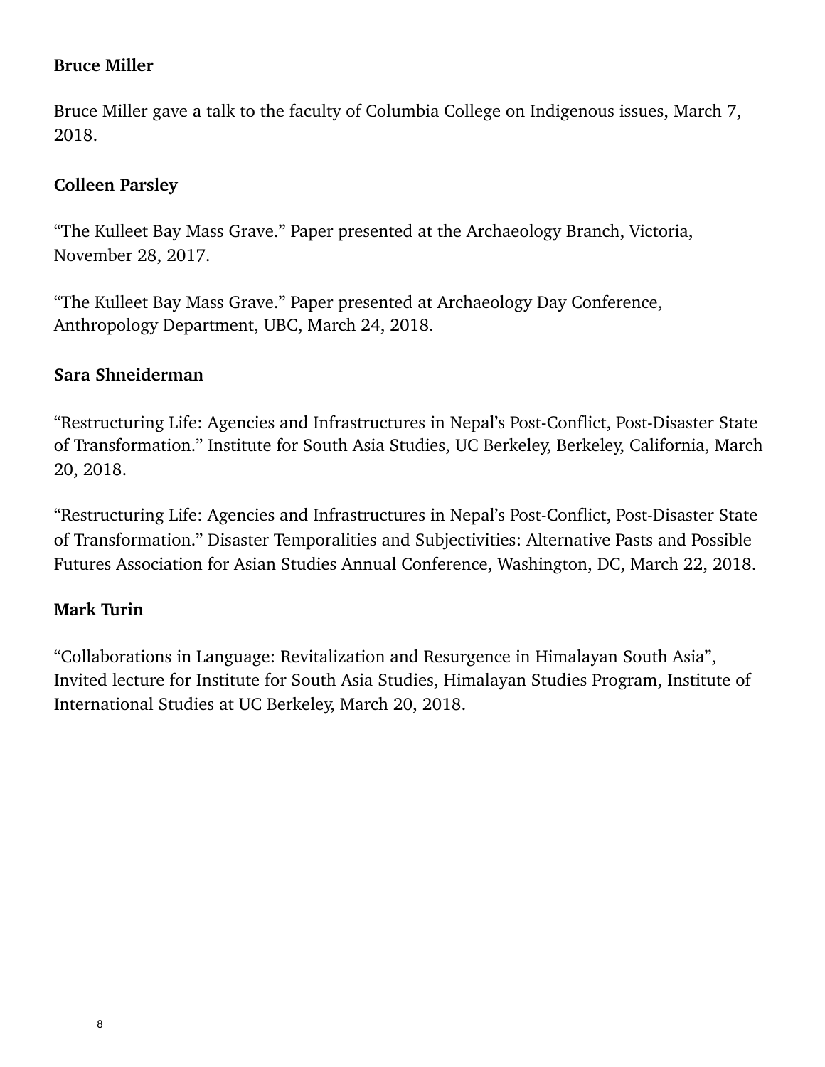**Bruce Miller**

Bruce Miller gave a talk to the faculty of Columbia College on Indigenous issues, March 7, 2018.

**Colleen Parsley**

"The Kulleet Bay Mass Grave." Paper presented at the Archaeology Branch, Victoria, November 28, 2017.

"The Kulleet Bay Mass Grave." Paper presented at Archaeology Day Conference, Anthropology Department, UBC, March 24, 2018.

**Sara Shneiderman**

"Restructuring Life: Agencies and Infrastructures in Nepal's Post-Conflict, Post-Disaster State of Transformation." Institute for South Asia Studies, UC Berkeley, Berkeley, California, March 20, 2018.

"Restructuring Life: Agencies and Infrastructures in Nepal's Post-Conflict, Post-Disaster State of Transformation." Disaster Temporalities and Subjectivities: Alternative Pasts and Possible Futures Association for Asian Studies Annual Conference, Washington, DC, March 22, 2018.

**Mark Turin**

"Collaborations in Language: Revitalization and Resurgence in Himalayan South Asia", Invited lecture for Institute for South Asia Studies, Himalayan Studies Program, Institute of International Studies at UC Berkeley, March 20, 2018.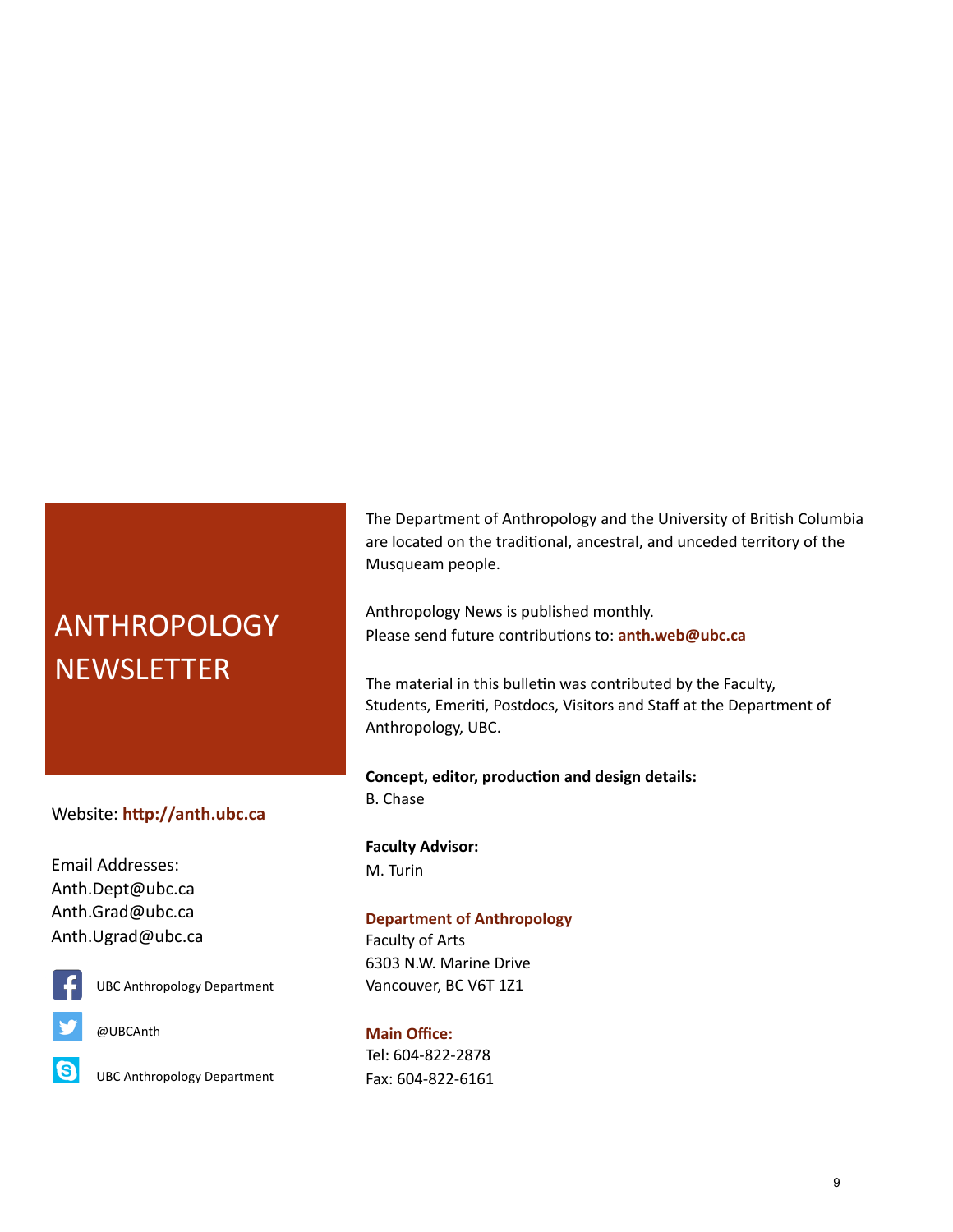# ANTHROPOLOGY NEWSLETTER

Website: **http://anth.ubc.ca**

Email Addresses:
Anth.Dept@ubc.ca
Anth.Grad@ubc.ca
Anth.Ugrad@ubc.ca

UBC Anthropology Department

@UBCAnth

UBC Anthropology Department

The Department of Anthropology and the University of British Columbia are located on the traditional, ancestral, and unceded territory of the Musqueam people.

Anthropology News is published monthly.
Please send future contributions to: **anth.web@ubc.ca**

The material in this bulletin was contributed by the Faculty, Students, Emeriti, Postdocs, Visitors and Staff at the Department of Anthropology, UBC.

**Concept, editor, production and design details:**
B. Chase

**Faculty Advisor:**
M. Turin

**Department of Anthropology**
Faculty of Arts
6303 N.W. Marine Drive
Vancouver, BC V6T 1Z1

**Main Office:**
Tel: 604-822-2878
Fax: 604-822-6161